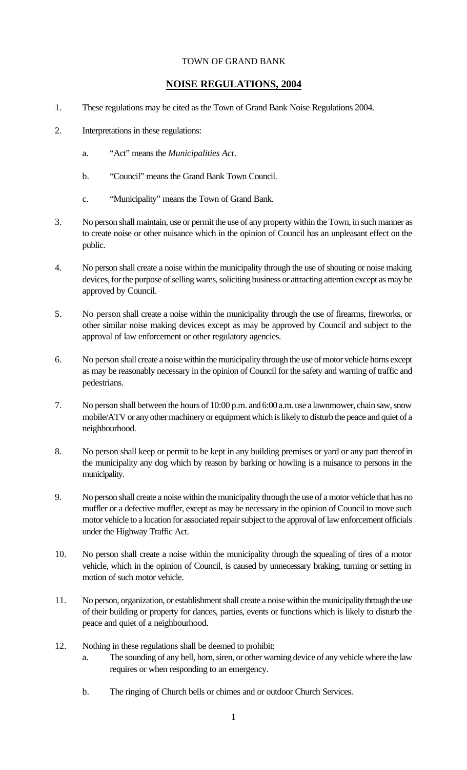TOWN OF GRAND BANK

## NOISE REGULATIONS, 2004

1. These regulations may be cited as the Town of Grand Bank Noise Regulations 2004.

2. Interpretations in these regulations:

   a. "Act" means the *Municipalities Act*.

   b. "Council" means the Grand Bank Town Council.

   c. "Municipality" means the Town of Grand Bank.

3. No person shall maintain, use or permit the use of any property within the Town, in such manner as to create noise or other nuisance which in the opinion of Council has an unpleasant effect on the public.

4. No person shall create a noise within the municipality through the use of shouting or noise making devices, for the purpose of selling wares, soliciting business or attracting attention except as may be approved by Council.

5. No person shall create a noise within the municipality through the use of firearms, fireworks, or other similar noise making devices except as may be approved by Council and subject to the approval of law enforcement or other regulatory agencies.

6. No person shall create a noise within the municipality through the use of motor vehicle horns except as may be reasonably necessary in the opinion of Council for the safety and warning of traffic and pedestrians.

7. No person shall between the hours of 10:00 p.m. and 6:00 a.m. use a lawnmower, chain saw, snow mobile/ATV or any other machinery or equipment which is likely to disturb the peace and quiet of a neighbourhood.

8. No person shall keep or permit to be kept in any building premises or yard or any part thereof in the municipality any dog which by reason by barking or howling is a nuisance to persons in the municipality.

9. No person shall create a noise within the municipality through the use of a motor vehicle that has no muffler or a defective muffler, except as may be necessary in the opinion of Council to move such motor vehicle to a location for associated repair subject to the approval of law enforcement officials under the Highway Traffic Act.

10. No person shall create a noise within the municipality through the squealing of tires of a motor vehicle, which in the opinion of Council, is caused by unnecessary braking, turning or setting in motion of such motor vehicle.

11. No person, organization, or establishment shall create a noise within the municipality through the use of their building or property for dances, parties, events or functions which is likely to disturb the peace and quiet of a neighbourhood.

12. Nothing in these regulations shall be deemed to prohibit:

    a. The sounding of any bell, horn, siren, or other warning device of any vehicle where the law requires or when responding to an emergency.

    b. The ringing of Church bells or chimes and or outdoor Church Services.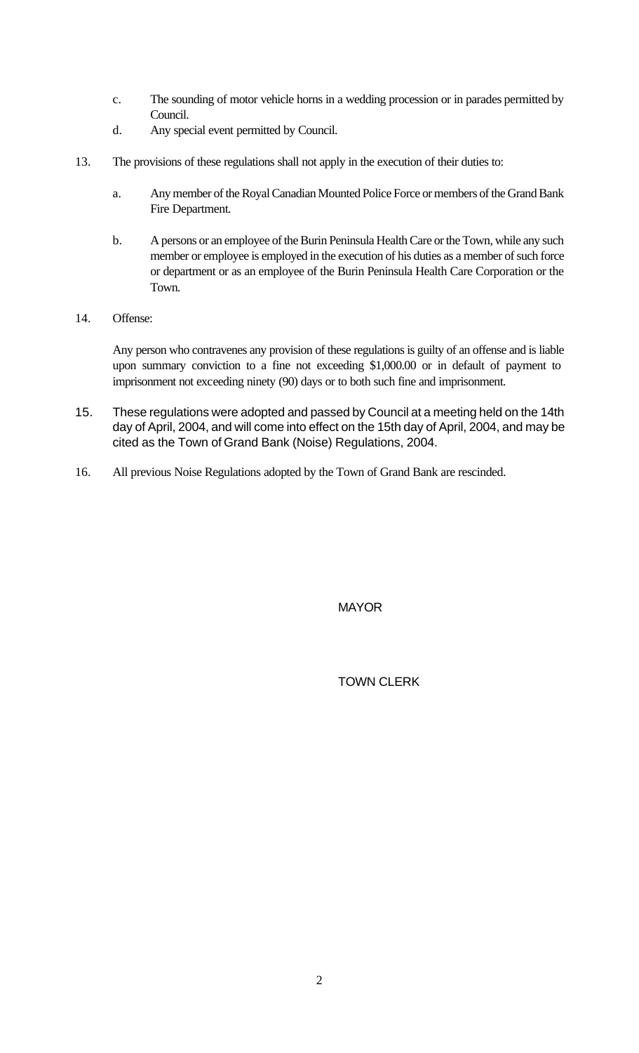c. The sounding of motor vehicle horns in a wedding procession or in parades permitted by Council.

d. Any special event permitted by Council.

13. The provisions of these regulations shall not apply in the execution of their duties to:

 a. Any member of the Royal Canadian Mounted Police Force or members of the Grand Bank Fire Department.

 b. A persons or an employee of the Burin Peninsula Health Care or the Town, while any such member or employee is employed in the execution of his duties as a member of such force or department or as an employee of the Burin Peninsula Health Care Corporation or the Town.

14. Offense:

 Any person who contravenes any provision of these regulations is guilty of an offense and is liable upon summary conviction to a fine not exceeding $1,000.00 or in default of payment to imprisonment not exceeding ninety (90) days or to both such fine and imprisonment.

15. These regulations were adopted and passed by Council at a meeting held on the 14th day of April, 2004, and will come into effect on the 15th day of April, 2004, and may be cited as the Town of Grand Bank (Noise) Regulations, 2004.

16. All previous Noise Regulations adopted by the Town of Grand Bank are rescinded.

MAYOR

TOWN CLERK